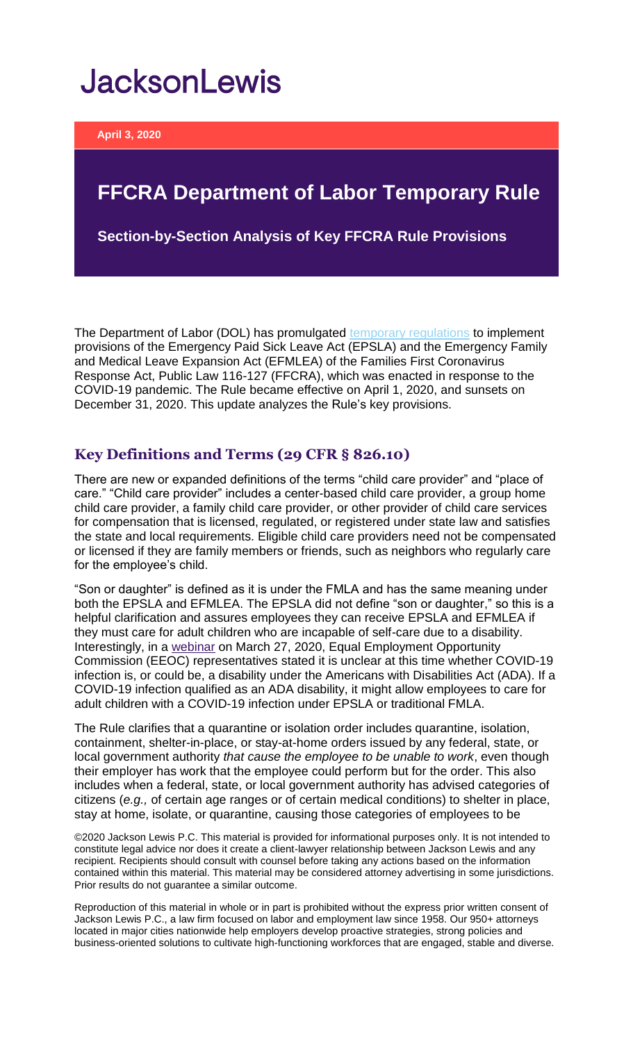# JacksonLewis

**April 3, 2020**

## FFCRA Department of Labor Temporary Rule

**Section-by-Section Analysis of Key FFCRA Rule Provisions**

The Department of Labor (DOL) has promulgated temporary regulations to implement provisions of the Emergency Paid Sick Leave Act (EPSLA) and the Emergency Family and Medical Leave Expansion Act (EFMLEA) of the Families First Coronavirus Response Act, Public Law 116-127 (FFCRA), which was enacted in response to the COVID-19 pandemic. The Rule became effective on April 1, 2020, and sunsets on December 31, 2020. This update analyzes the Rule's key provisions.

### Key Definitions and Terms (29 CFR § 826.10)

There are new or expanded definitions of the terms "child care provider" and "place of care." "Child care provider" includes a center-based child care provider, a group home child care provider, a family child care provider, or other provider of child care services for compensation that is licensed, regulated, or registered under state law and satisfies the state and local requirements. Eligible child care providers need not be compensated or licensed if they are family members or friends, such as neighbors who regularly care for the employee's child.

"Son or daughter" is defined as it is under the FMLA and has the same meaning under both the EPSLA and EFMLEA. The EPSLA did not define "son or daughter," so this is a helpful clarification and assures employees they can receive EPSLA and EFMLEA if they must care for adult children who are incapable of self-care due to a disability. Interestingly, in a webinar on March 27, 2020, Equal Employment Opportunity Commission (EEOC) representatives stated it is unclear at this time whether COVID-19 infection is, or could be, a disability under the Americans with Disabilities Act (ADA). If a COVID-19 infection qualified as an ADA disability, it might allow employees to care for adult children with a COVID-19 infection under EPSLA or traditional FMLA.

The Rule clarifies that a quarantine or isolation order includes quarantine, isolation, containment, shelter-in-place, or stay-at-home orders issued by any federal, state, or local government authority *that cause the employee to be unable to work*, even though their employer has work that the employee could perform but for the order. This also includes when a federal, state, or local government authority has advised categories of citizens (*e.g.,* of certain age ranges or of certain medical conditions) to shelter in place, stay at home, isolate, or quarantine, causing those categories of employees to be

©2020 Jackson Lewis P.C. This material is provided for informational purposes only. It is not intended to constitute legal advice nor does it create a client-lawyer relationship between Jackson Lewis and any recipient. Recipients should consult with counsel before taking any actions based on the information contained within this material. This material may be considered attorney advertising in some jurisdictions. Prior results do not guarantee a similar outcome.

Reproduction of this material in whole or in part is prohibited without the express prior written consent of Jackson Lewis P.C., a law firm focused on labor and employment law since 1958. Our 950+ attorneys located in major cities nationwide help employers develop proactive strategies, strong policies and business-oriented solutions to cultivate high-functioning workforces that are engaged, stable and diverse.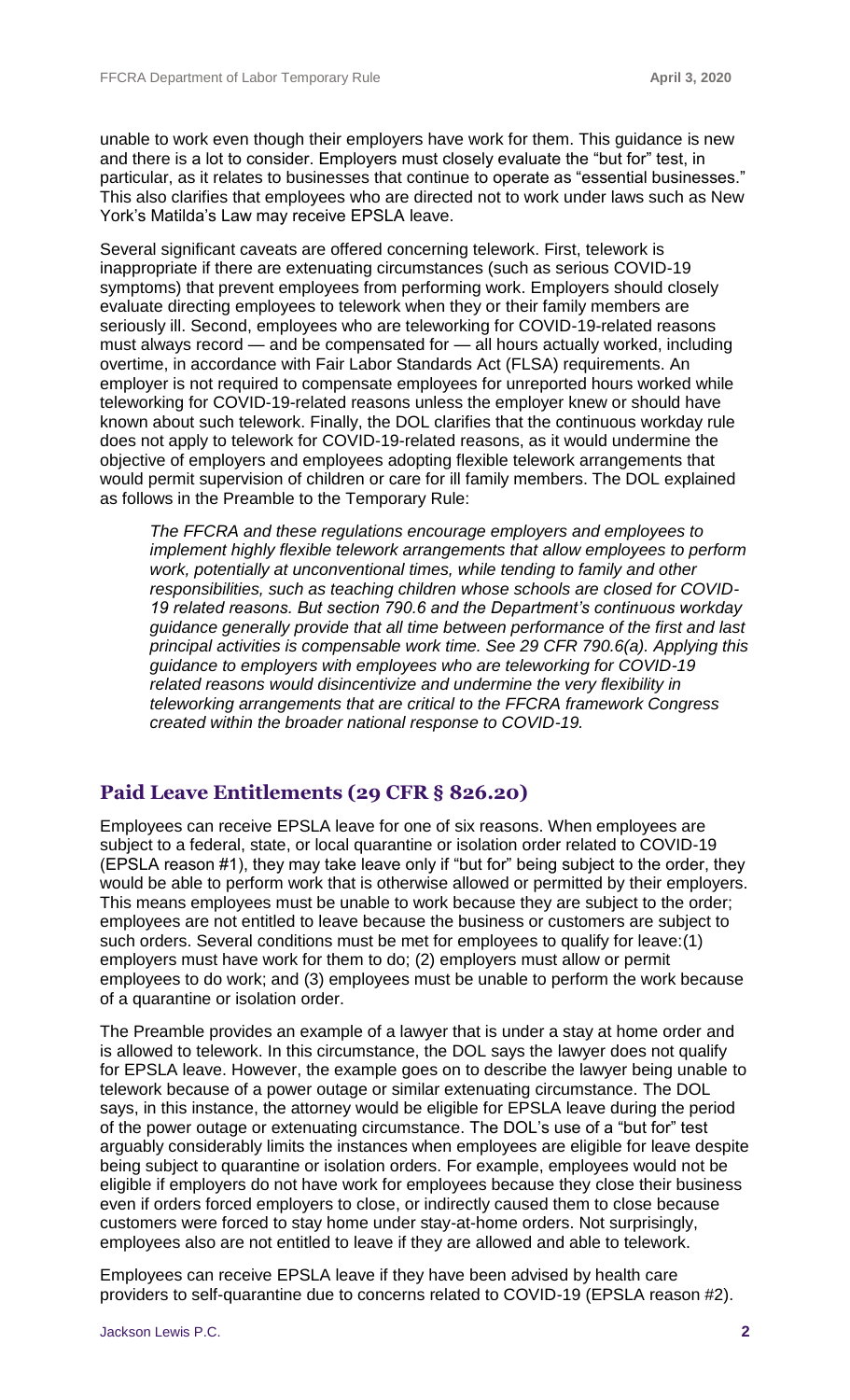unable to work even though their employers have work for them. This guidance is new and there is a lot to consider. Employers must closely evaluate the "but for" test, in particular, as it relates to businesses that continue to operate as "essential businesses." This also clarifies that employees who are directed not to work under laws such as New York's Matilda's Law may receive EPSLA leave.

Several significant caveats are offered concerning telework. First, telework is inappropriate if there are extenuating circumstances (such as serious COVID-19 symptoms) that prevent employees from performing work. Employers should closely evaluate directing employees to telework when they or their family members are seriously ill. Second, employees who are teleworking for COVID-19-related reasons must always record — and be compensated for — all hours actually worked, including overtime, in accordance with Fair Labor Standards Act (FLSA) requirements. An employer is not required to compensate employees for unreported hours worked while teleworking for COVID-19-related reasons unless the employer knew or should have known about such telework. Finally, the DOL clarifies that the continuous workday rule does not apply to telework for COVID-19-related reasons, as it would undermine the objective of employers and employees adopting flexible telework arrangements that would permit supervision of children or care for ill family members. The DOL explained as follows in the Preamble to the Temporary Rule:

> *The FFCRA and these regulations encourage employers and employees to implement highly flexible telework arrangements that allow employees to perform work, potentially at unconventional times, while tending to family and other responsibilities, such as teaching children whose schools are closed for COVID-19 related reasons. But section 790.6 and the Department's continuous workday guidance generally provide that all time between performance of the first and last principal activities is compensable work time. See 29 CFR 790.6(a). Applying this guidance to employers with employees who are teleworking for COVID-19 related reasons would disincentivize and undermine the very flexibility in teleworking arrangements that are critical to the FFCRA framework Congress created within the broader national response to COVID-19.*

## Paid Leave Entitlements (29 CFR § 826.20)

Employees can receive EPSLA leave for one of six reasons. When employees are subject to a federal, state, or local quarantine or isolation order related to COVID-19 (EPSLA reason #1), they may take leave only if "but for" being subject to the order, they would be able to perform work that is otherwise allowed or permitted by their employers. This means employees must be unable to work because they are subject to the order; employees are not entitled to leave because the business or customers are subject to such orders. Several conditions must be met for employees to qualify for leave:(1) employers must have work for them to do; (2) employers must allow or permit employees to do work; and (3) employees must be unable to perform the work because of a quarantine or isolation order.

The Preamble provides an example of a lawyer that is under a stay at home order and is allowed to telework. In this circumstance, the DOL says the lawyer does not qualify for EPSLA leave. However, the example goes on to describe the lawyer being unable to telework because of a power outage or similar extenuating circumstance. The DOL says, in this instance, the attorney would be eligible for EPSLA leave during the period of the power outage or extenuating circumstance. The DOL's use of a "but for" test arguably considerably limits the instances when employees are eligible for leave despite being subject to quarantine or isolation orders. For example, employees would not be eligible if employers do not have work for employees because they close their business even if orders forced employers to close, or indirectly caused them to close because customers were forced to stay home under stay-at-home orders. Not surprisingly, employees also are not entitled to leave if they are allowed and able to telework.

Employees can receive EPSLA leave if they have been advised by health care providers to self-quarantine due to concerns related to COVID-19 (EPSLA reason #2).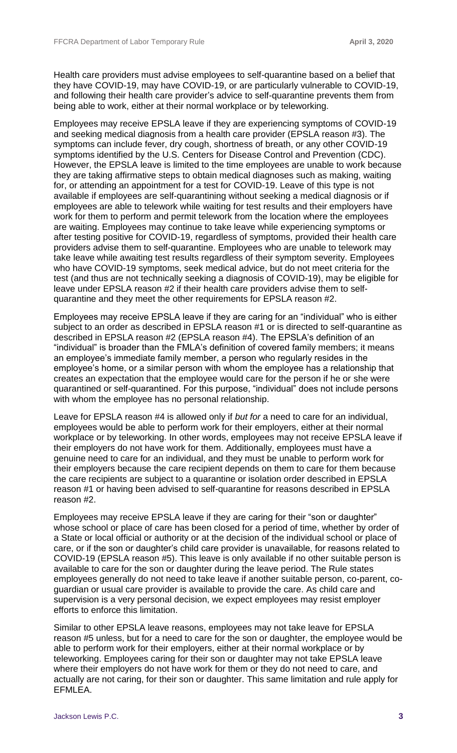Health care providers must advise employees to self-quarantine based on a belief that they have COVID-19, may have COVID-19, or are particularly vulnerable to COVID-19, and following their health care provider's advice to self-quarantine prevents them from being able to work, either at their normal workplace or by teleworking.

Employees may receive EPSLA leave if they are experiencing symptoms of COVID-19 and seeking medical diagnosis from a health care provider (EPSLA reason #3). The symptoms can include fever, dry cough, shortness of breath, or any other COVID-19 symptoms identified by the U.S. Centers for Disease Control and Prevention (CDC). However, the EPSLA leave is limited to the time employees are unable to work because they are taking affirmative steps to obtain medical diagnoses such as making, waiting for, or attending an appointment for a test for COVID-19. Leave of this type is not available if employees are self-quarantining without seeking a medical diagnosis or if employees are able to telework while waiting for test results and their employers have work for them to perform and permit telework from the location where the employees are waiting. Employees may continue to take leave while experiencing symptoms or after testing positive for COVID-19, regardless of symptoms, provided their health care providers advise them to self-quarantine. Employees who are unable to telework may take leave while awaiting test results regardless of their symptom severity. Employees who have COVID-19 symptoms, seek medical advice, but do not meet criteria for the test (and thus are not technically seeking a diagnosis of COVID-19), may be eligible for leave under EPSLA reason #2 if their health care providers advise them to self-quarantine and they meet the other requirements for EPSLA reason #2.

Employees may receive EPSLA leave if they are caring for an "individual" who is either subject to an order as described in EPSLA reason #1 or is directed to self-quarantine as described in EPSLA reason #2 (EPSLA reason #4). The EPSLA's definition of an "individual" is broader than the FMLA's definition of covered family members; it means an employee's immediate family member, a person who regularly resides in the employee's home, or a similar person with whom the employee has a relationship that creates an expectation that the employee would care for the person if he or she were quarantined or self-quarantined. For this purpose, "individual" does not include persons with whom the employee has no personal relationship.

Leave for EPSLA reason #4 is allowed only if *but for* a need to care for an individual, employees would be able to perform work for their employers, either at their normal workplace or by teleworking. In other words, employees may not receive EPSLA leave if their employers do not have work for them. Additionally, employees must have a genuine need to care for an individual, and they must be unable to perform work for their employers because the care recipient depends on them to care for them because the care recipients are subject to a quarantine or isolation order described in EPSLA reason #1 or having been advised to self-quarantine for reasons described in EPSLA reason #2.

Employees may receive EPSLA leave if they are caring for their "son or daughter" whose school or place of care has been closed for a period of time, whether by order of a State or local official or authority or at the decision of the individual school or place of care, or if the son or daughter's child care provider is unavailable, for reasons related to COVID-19 (EPSLA reason #5). This leave is only available if no other suitable person is available to care for the son or daughter during the leave period. The Rule states employees generally do not need to take leave if another suitable person, co-parent, co-guardian or usual care provider is available to provide the care. As child care and supervision is a very personal decision, we expect employees may resist employer efforts to enforce this limitation.

Similar to other EPSLA leave reasons, employees may not take leave for EPSLA reason #5 unless, but for a need to care for the son or daughter, the employee would be able to perform work for their employers, either at their normal workplace or by teleworking. Employees caring for their son or daughter may not take EPSLA leave where their employers do not have work for them or they do not need to care, and actually are not caring, for their son or daughter. This same limitation and rule apply for EFMLEA.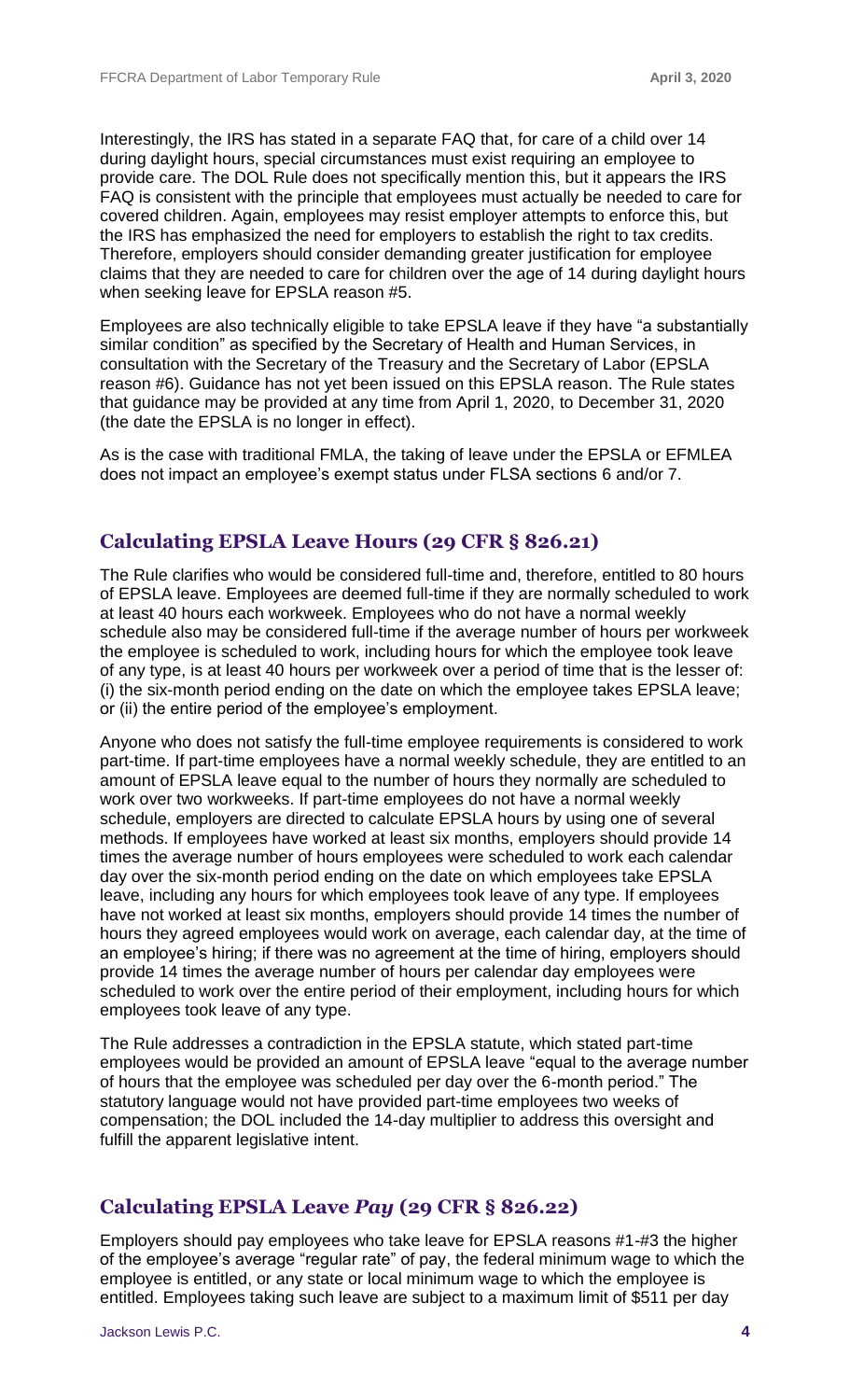Interestingly, the IRS has stated in a separate FAQ that, for care of a child over 14 during daylight hours, special circumstances must exist requiring an employee to provide care. The DOL Rule does not specifically mention this, but it appears the IRS FAQ is consistent with the principle that employees must actually be needed to care for covered children. Again, employees may resist employer attempts to enforce this, but the IRS has emphasized the need for employers to establish the right to tax credits. Therefore, employers should consider demanding greater justification for employee claims that they are needed to care for children over the age of 14 during daylight hours when seeking leave for EPSLA reason #5.

Employees are also technically eligible to take EPSLA leave if they have "a substantially similar condition" as specified by the Secretary of Health and Human Services, in consultation with the Secretary of the Treasury and the Secretary of Labor (EPSLA reason #6). Guidance has not yet been issued on this EPSLA reason. The Rule states that guidance may be provided at any time from April 1, 2020, to December 31, 2020 (the date the EPSLA is no longer in effect).

As is the case with traditional FMLA, the taking of leave under the EPSLA or EFMLEA does not impact an employee's exempt status under FLSA sections 6 and/or 7.

## Calculating EPSLA Leave Hours (29 CFR § 826.21)

The Rule clarifies who would be considered full-time and, therefore, entitled to 80 hours of EPSLA leave. Employees are deemed full-time if they are normally scheduled to work at least 40 hours each workweek. Employees who do not have a normal weekly schedule also may be considered full-time if the average number of hours per workweek the employee is scheduled to work, including hours for which the employee took leave of any type, is at least 40 hours per workweek over a period of time that is the lesser of: (i) the six-month period ending on the date on which the employee takes EPSLA leave; or (ii) the entire period of the employee's employment.

Anyone who does not satisfy the full-time employee requirements is considered to work part-time. If part-time employees have a normal weekly schedule, they are entitled to an amount of EPSLA leave equal to the number of hours they normally are scheduled to work over two workweeks. If part-time employees do not have a normal weekly schedule, employers are directed to calculate EPSLA hours by using one of several methods. If employees have worked at least six months, employers should provide 14 times the average number of hours employees were scheduled to work each calendar day over the six-month period ending on the date on which employees take EPSLA leave, including any hours for which employees took leave of any type. If employees have not worked at least six months, employers should provide 14 times the number of hours they agreed employees would work on average, each calendar day, at the time of an employee's hiring; if there was no agreement at the time of hiring, employers should provide 14 times the average number of hours per calendar day employees were scheduled to work over the entire period of their employment, including hours for which employees took leave of any type.

The Rule addresses a contradiction in the EPSLA statute, which stated part-time employees would be provided an amount of EPSLA leave "equal to the average number of hours that the employee was scheduled per day over the 6-month period." The statutory language would not have provided part-time employees two weeks of compensation; the DOL included the 14-day multiplier to address this oversight and fulfill the apparent legislative intent.

## Calculating EPSLA Leave *Pay* (29 CFR § 826.22)

Employers should pay employees who take leave for EPSLA reasons #1-#3 the higher of the employee's average "regular rate" of pay, the federal minimum wage to which the employee is entitled, or any state or local minimum wage to which the employee is entitled. Employees taking such leave are subject to a maximum limit of $511 per day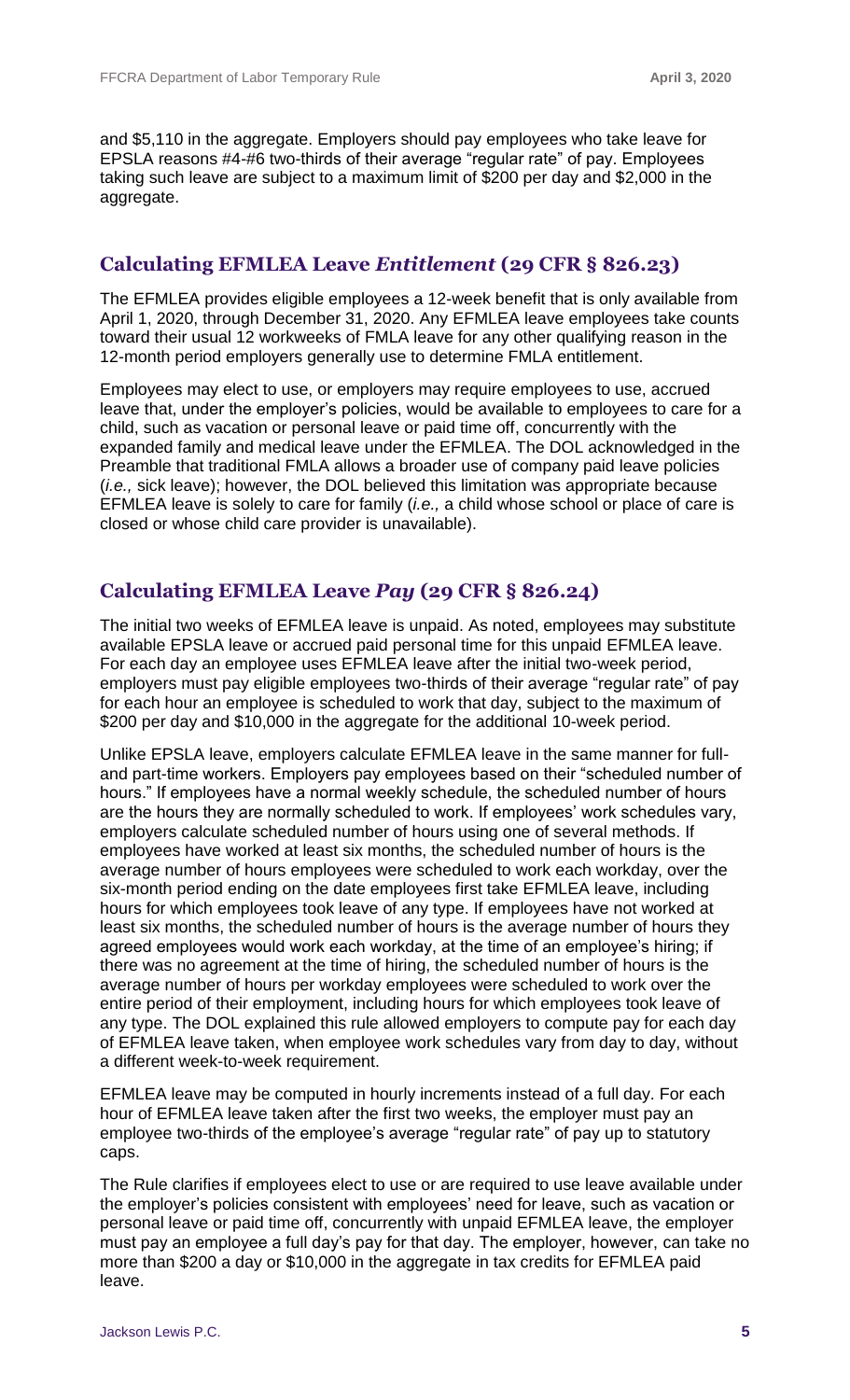and $5,110 in the aggregate. Employers should pay employees who take leave for EPSLA reasons #4-#6 two-thirds of their average "regular rate" of pay. Employees taking such leave are subject to a maximum limit of $200 per day and $2,000 in the aggregate.

## Calculating EFMLEA Leave *Entitlement* (29 CFR § 826.23)

The EFMLEA provides eligible employees a 12-week benefit that is only available from April 1, 2020, through December 31, 2020. Any EFMLEA leave employees take counts toward their usual 12 workweeks of FMLA leave for any other qualifying reason in the 12-month period employers generally use to determine FMLA entitlement.

Employees may elect to use, or employers may require employees to use, accrued leave that, under the employer's policies, would be available to employees to care for a child, such as vacation or personal leave or paid time off, concurrently with the expanded family and medical leave under the EFMLEA. The DOL acknowledged in the Preamble that traditional FMLA allows a broader use of company paid leave policies (*i.e.,* sick leave); however, the DOL believed this limitation was appropriate because EFMLEA leave is solely to care for family (*i.e.,* a child whose school or place of care is closed or whose child care provider is unavailable).

## Calculating EFMLEA Leave *Pay* (29 CFR § 826.24)

The initial two weeks of EFMLEA leave is unpaid. As noted, employees may substitute available EPSLA leave or accrued paid personal time for this unpaid EFMLEA leave. For each day an employee uses EFMLEA leave after the initial two-week period, employers must pay eligible employees two-thirds of their average "regular rate" of pay for each hour an employee is scheduled to work that day, subject to the maximum of $200 per day and $10,000 in the aggregate for the additional 10-week period.

Unlike EPSLA leave, employers calculate EFMLEA leave in the same manner for full- and part-time workers. Employers pay employees based on their "scheduled number of hours." If employees have a normal weekly schedule, the scheduled number of hours are the hours they are normally scheduled to work. If employees' work schedules vary, employers calculate scheduled number of hours using one of several methods. If employees have worked at least six months, the scheduled number of hours is the average number of hours employees were scheduled to work each workday, over the six-month period ending on the date employees first take EFMLEA leave, including hours for which employees took leave of any type. If employees have not worked at least six months, the scheduled number of hours is the average number of hours they agreed employees would work each workday, at the time of an employee's hiring; if there was no agreement at the time of hiring, the scheduled number of hours is the average number of hours per workday employees were scheduled to work over the entire period of their employment, including hours for which employees took leave of any type. The DOL explained this rule allowed employers to compute pay for each day of EFMLEA leave taken, when employee work schedules vary from day to day, without a different week-to-week requirement.

EFMLEA leave may be computed in hourly increments instead of a full day. For each hour of EFMLEA leave taken after the first two weeks, the employer must pay an employee two-thirds of the employee's average "regular rate" of pay up to statutory caps.

The Rule clarifies if employees elect to use or are required to use leave available under the employer's policies consistent with employees' need for leave, such as vacation or personal leave or paid time off, concurrently with unpaid EFMLEA leave, the employer must pay an employee a full day's pay for that day. The employer, however, can take no more than $200 a day or $10,000 in the aggregate in tax credits for EFMLEA paid leave.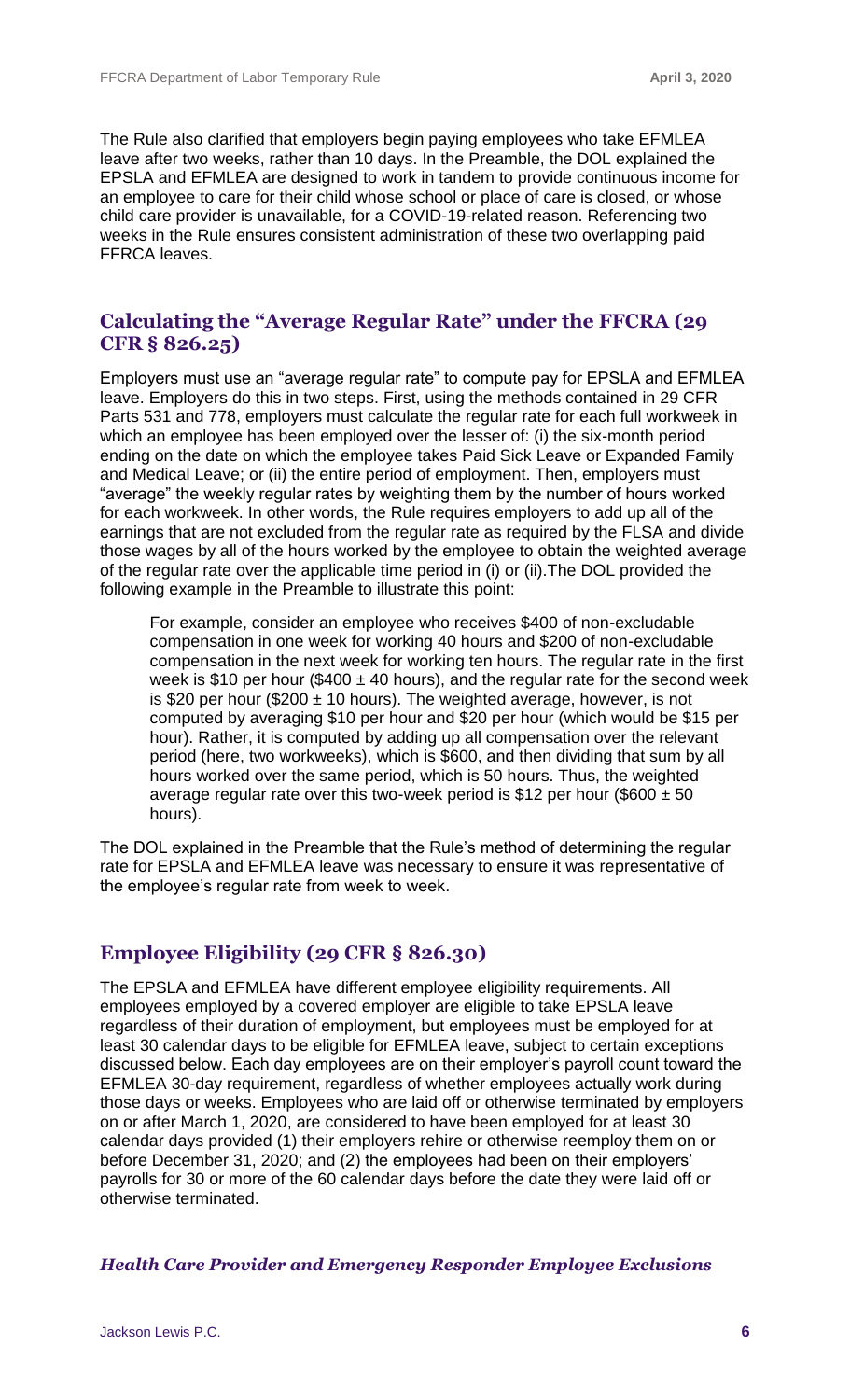The Rule also clarified that employers begin paying employees who take EFMLEA leave after two weeks, rather than 10 days. In the Preamble, the DOL explained the EPSLA and EFMLEA are designed to work in tandem to provide continuous income for an employee to care for their child whose school or place of care is closed, or whose child care provider is unavailable, for a COVID-19-related reason. Referencing two weeks in the Rule ensures consistent administration of these two overlapping paid FFRCA leaves.

## Calculating the "Average Regular Rate" under the FFCRA (29 CFR § 826.25)

Employers must use an "average regular rate" to compute pay for EPSLA and EFMLEA leave. Employers do this in two steps. First, using the methods contained in 29 CFR Parts 531 and 778, employers must calculate the regular rate for each full workweek in which an employee has been employed over the lesser of: (i) the six-month period ending on the date on which the employee takes Paid Sick Leave or Expanded Family and Medical Leave; or (ii) the entire period of employment. Then, employers must "average" the weekly regular rates by weighting them by the number of hours worked for each workweek. In other words, the Rule requires employers to add up all of the earnings that are not excluded from the regular rate as required by the FLSA and divide those wages by all of the hours worked by the employee to obtain the weighted average of the regular rate over the applicable time period in (i) or (ii).The DOL provided the following example in the Preamble to illustrate this point:

> For example, consider an employee who receives $400 of non-excludable compensation in one week for working 40 hours and $200 of non-excludable compensation in the next week for working ten hours. The regular rate in the first week is $10 per hour ($400 ± 40 hours), and the regular rate for the second week is $20 per hour ($200 ± 10 hours). The weighted average, however, is not computed by averaging $10 per hour and $20 per hour (which would be $15 per hour). Rather, it is computed by adding up all compensation over the relevant period (here, two workweeks), which is $600, and then dividing that sum by all hours worked over the same period, which is 50 hours. Thus, the weighted average regular rate over this two-week period is $12 per hour ($600 ± 50 hours).

The DOL explained in the Preamble that the Rule's method of determining the regular rate for EPSLA and EFMLEA leave was necessary to ensure it was representative of the employee's regular rate from week to week.

## Employee Eligibility (29 CFR § 826.30)

The EPSLA and EFMLEA have different employee eligibility requirements. All employees employed by a covered employer are eligible to take EPSLA leave regardless of their duration of employment, but employees must be employed for at least 30 calendar days to be eligible for EFMLEA leave, subject to certain exceptions discussed below. Each day employees are on their employer's payroll count toward the EFMLEA 30-day requirement, regardless of whether employees actually work during those days or weeks. Employees who are laid off or otherwise terminated by employers on or after March 1, 2020, are considered to have been employed for at least 30 calendar days provided (1) their employers rehire or otherwise reemploy them on or before December 31, 2020; and (2) the employees had been on their employers' payrolls for 30 or more of the 60 calendar days before the date they were laid off or otherwise terminated.

### *Health Care Provider and Emergency Responder Employee Exclusions*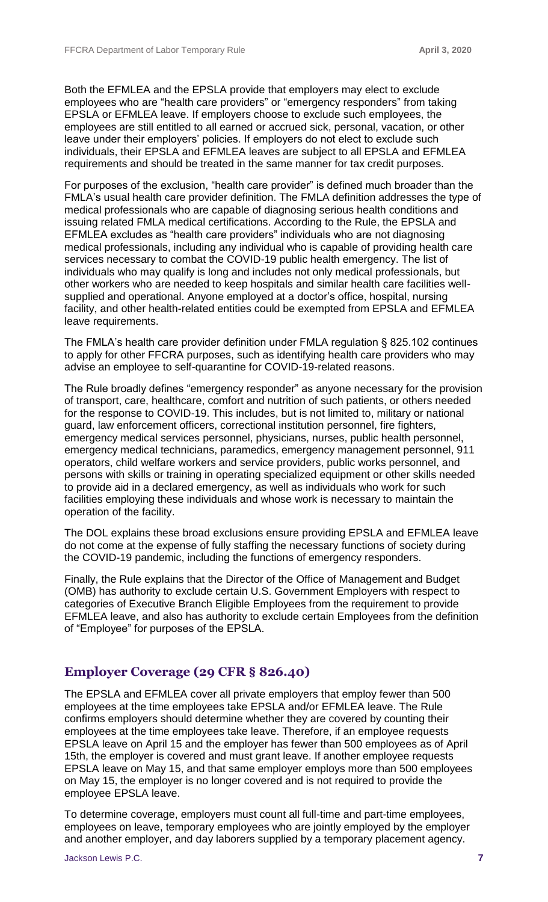Both the EFMLEA and the EPSLA provide that employers may elect to exclude employees who are "health care providers" or "emergency responders" from taking EPSLA or EFMLEA leave. If employers choose to exclude such employees, the employees are still entitled to all earned or accrued sick, personal, vacation, or other leave under their employers' policies. If employers do not elect to exclude such individuals, their EPSLA and EFMLEA leaves are subject to all EPSLA and EFMLEA requirements and should be treated in the same manner for tax credit purposes.

For purposes of the exclusion, "health care provider" is defined much broader than the FMLA's usual health care provider definition. The FMLA definition addresses the type of medical professionals who are capable of diagnosing serious health conditions and issuing related FMLA medical certifications. According to the Rule, the EPSLA and EFMLEA excludes as "health care providers" individuals who are not diagnosing medical professionals, including any individual who is capable of providing health care services necessary to combat the COVID-19 public health emergency. The list of individuals who may qualify is long and includes not only medical professionals, but other workers who are needed to keep hospitals and similar health care facilities well-supplied and operational. Anyone employed at a doctor's office, hospital, nursing facility, and other health-related entities could be exempted from EPSLA and EFMLEA leave requirements.

The FMLA's health care provider definition under FMLA regulation § 825.102 continues to apply for other FFCRA purposes, such as identifying health care providers who may advise an employee to self-quarantine for COVID-19-related reasons.

The Rule broadly defines "emergency responder" as anyone necessary for the provision of transport, care, healthcare, comfort and nutrition of such patients, or others needed for the response to COVID-19. This includes, but is not limited to, military or national guard, law enforcement officers, correctional institution personnel, fire fighters, emergency medical services personnel, physicians, nurses, public health personnel, emergency medical technicians, paramedics, emergency management personnel, 911 operators, child welfare workers and service providers, public works personnel, and persons with skills or training in operating specialized equipment or other skills needed to provide aid in a declared emergency, as well as individuals who work for such facilities employing these individuals and whose work is necessary to maintain the operation of the facility.

The DOL explains these broad exclusions ensure providing EPSLA and EFMLEA leave do not come at the expense of fully staffing the necessary functions of society during the COVID-19 pandemic, including the functions of emergency responders.

Finally, the Rule explains that the Director of the Office of Management and Budget (OMB) has authority to exclude certain U.S. Government Employers with respect to categories of Executive Branch Eligible Employees from the requirement to provide EFMLEA leave, and also has authority to exclude certain Employees from the definition of "Employee" for purposes of the EPSLA.

## Employer Coverage (29 CFR § 826.40)

The EPSLA and EFMLEA cover all private employers that employ fewer than 500 employees at the time employees take EPSLA and/or EFMLEA leave. The Rule confirms employers should determine whether they are covered by counting their employees at the time employees take leave. Therefore, if an employee requests EPSLA leave on April 15 and the employer has fewer than 500 employees as of April 15th, the employer is covered and must grant leave. If another employee requests EPSLA leave on May 15, and that same employer employs more than 500 employees on May 15, the employer is no longer covered and is not required to provide the employee EPSLA leave.

To determine coverage, employers must count all full-time and part-time employees, employees on leave, temporary employees who are jointly employed by the employer and another employer, and day laborers supplied by a temporary placement agency.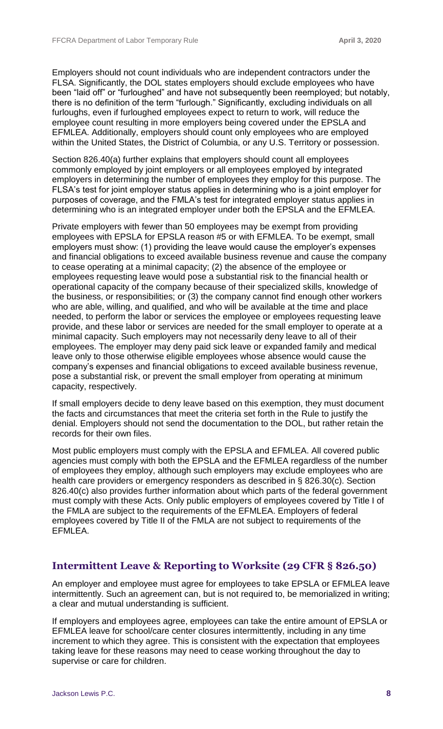Employers should not count individuals who are independent contractors under the FLSA. Significantly, the DOL states employers should exclude employees who have been "laid off" or "furloughed" and have not subsequently been reemployed; but notably, there is no definition of the term "furlough." Significantly, excluding individuals on all furloughs, even if furloughed employees expect to return to work, will reduce the employee count resulting in more employers being covered under the EPSLA and EFMLEA. Additionally, employers should count only employees who are employed within the United States, the District of Columbia, or any U.S. Territory or possession.

Section 826.40(a) further explains that employers should count all employees commonly employed by joint employers or all employees employed by integrated employers in determining the number of employees they employ for this purpose. The FLSA's test for joint employer status applies in determining who is a joint employer for purposes of coverage, and the FMLA's test for integrated employer status applies in determining who is an integrated employer under both the EPSLA and the EFMLEA.

Private employers with fewer than 50 employees may be exempt from providing employees with EPSLA for EPSLA reason #5 or with EFMLEA. To be exempt, small employers must show: (1) providing the leave would cause the employer's expenses and financial obligations to exceed available business revenue and cause the company to cease operating at a minimal capacity; (2) the absence of the employee or employees requesting leave would pose a substantial risk to the financial health or operational capacity of the company because of their specialized skills, knowledge of the business, or responsibilities; or (3) the company cannot find enough other workers who are able, willing, and qualified, and who will be available at the time and place needed, to perform the labor or services the employee or employees requesting leave provide, and these labor or services are needed for the small employer to operate at a minimal capacity. Such employers may not necessarily deny leave to all of their employees. The employer may deny paid sick leave or expanded family and medical leave only to those otherwise eligible employees whose absence would cause the company's expenses and financial obligations to exceed available business revenue, pose a substantial risk, or prevent the small employer from operating at minimum capacity, respectively.

If small employers decide to deny leave based on this exemption, they must document the facts and circumstances that meet the criteria set forth in the Rule to justify the denial. Employers should not send the documentation to the DOL, but rather retain the records for their own files.

Most public employers must comply with the EPSLA and EFMLEA. All covered public agencies must comply with both the EPSLA and the EFMLEA regardless of the number of employees they employ, although such employers may exclude employees who are health care providers or emergency responders as described in § 826.30(c). Section 826.40(c) also provides further information about which parts of the federal government must comply with these Acts. Only public employers of employees covered by Title I of the FMLA are subject to the requirements of the EFMLEA. Employers of federal employees covered by Title II of the FMLA are not subject to requirements of the EFMLEA.

## Intermittent Leave & Reporting to Worksite (29 CFR § 826.50)

An employer and employee must agree for employees to take EPSLA or EFMLEA leave intermittently. Such an agreement can, but is not required to, be memorialized in writing; a clear and mutual understanding is sufficient.

If employers and employees agree, employees can take the entire amount of EPSLA or EFMLEA leave for school/care center closures intermittently, including in any time increment to which they agree. This is consistent with the expectation that employees taking leave for these reasons may need to cease working throughout the day to supervise or care for children.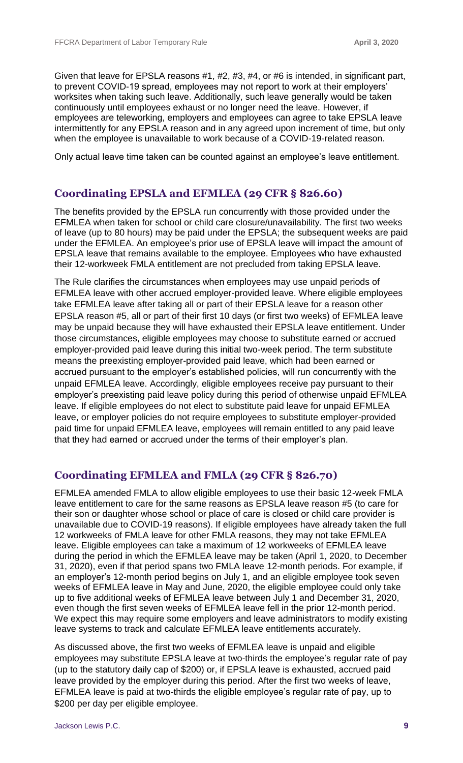Given that leave for EPSLA reasons #1, #2, #3, #4, or #6 is intended, in significant part, to prevent COVID-19 spread, employees may not report to work at their employers' worksites when taking such leave. Additionally, such leave generally would be taken continuously until employees exhaust or no longer need the leave. However, if employees are teleworking, employers and employees can agree to take EPSLA leave intermittently for any EPSLA reason and in any agreed upon increment of time, but only when the employee is unavailable to work because of a COVID-19-related reason.

Only actual leave time taken can be counted against an employee's leave entitlement.

## Coordinating EPSLA and EFMLEA (29 CFR § 826.60)

The benefits provided by the EPSLA run concurrently with those provided under the EFMLEA when taken for school or child care closure/unavailability. The first two weeks of leave (up to 80 hours) may be paid under the EPSLA; the subsequent weeks are paid under the EFMLEA. An employee's prior use of EPSLA leave will impact the amount of EPSLA leave that remains available to the employee. Employees who have exhausted their 12-workweek FMLA entitlement are not precluded from taking EPSLA leave.

The Rule clarifies the circumstances when employees may use unpaid periods of EFMLEA leave with other accrued employer-provided leave. Where eligible employees take EFMLEA leave after taking all or part of their EPSLA leave for a reason other EPSLA reason #5, all or part of their first 10 days (or first two weeks) of EFMLEA leave may be unpaid because they will have exhausted their EPSLA leave entitlement. Under those circumstances, eligible employees may choose to substitute earned or accrued employer-provided paid leave during this initial two-week period. The term substitute means the preexisting employer-provided paid leave, which had been earned or accrued pursuant to the employer's established policies, will run concurrently with the unpaid EFMLEA leave. Accordingly, eligible employees receive pay pursuant to their employer's preexisting paid leave policy during this period of otherwise unpaid EFMLEA leave. If eligible employees do not elect to substitute paid leave for unpaid EFMLEA leave, or employer policies do not require employees to substitute employer-provided paid time for unpaid EFMLEA leave, employees will remain entitled to any paid leave that they had earned or accrued under the terms of their employer's plan.

## Coordinating EFMLEA and FMLA (29 CFR § 826.70)

EFMLEA amended FMLA to allow eligible employees to use their basic 12-week FMLA leave entitlement to care for the same reasons as EPSLA leave reason #5 (to care for their son or daughter whose school or place of care is closed or child care provider is unavailable due to COVID-19 reasons). If eligible employees have already taken the full 12 workweeks of FMLA leave for other FMLA reasons, they may not take EFMLEA leave. Eligible employees can take a maximum of 12 workweeks of EFMLEA leave during the period in which the EFMLEA leave may be taken (April 1, 2020, to December 31, 2020), even if that period spans two FMLA leave 12-month periods. For example, if an employer's 12-month period begins on July 1, and an eligible employee took seven weeks of EFMLEA leave in May and June, 2020, the eligible employee could only take up to five additional weeks of EFMLEA leave between July 1 and December 31, 2020, even though the first seven weeks of EFMLEA leave fell in the prior 12-month period. We expect this may require some employers and leave administrators to modify existing leave systems to track and calculate EFMLEA leave entitlements accurately.

As discussed above, the first two weeks of EFMLEA leave is unpaid and eligible employees may substitute EPSLA leave at two-thirds the employee's regular rate of pay (up to the statutory daily cap of $200) or, if EPSLA leave is exhausted, accrued paid leave provided by the employer during this period. After the first two weeks of leave, EFMLEA leave is paid at two-thirds the eligible employee's regular rate of pay, up to $200 per day per eligible employee.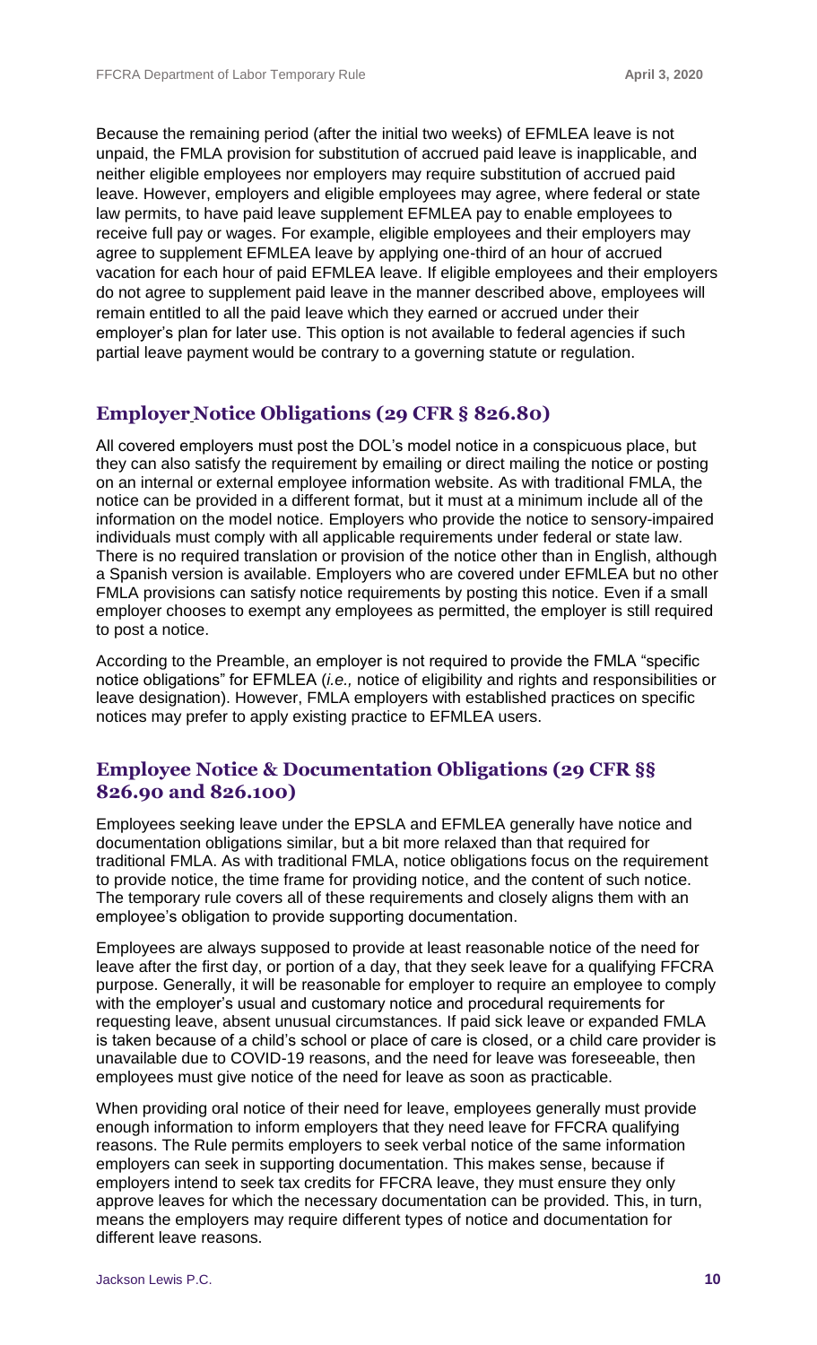Because the remaining period (after the initial two weeks) of EFMLEA leave is not unpaid, the FMLA provision for substitution of accrued paid leave is inapplicable, and neither eligible employees nor employers may require substitution of accrued paid leave. However, employers and eligible employees may agree, where federal or state law permits, to have paid leave supplement EFMLEA pay to enable employees to receive full pay or wages. For example, eligible employees and their employers may agree to supplement EFMLEA leave by applying one-third of an hour of accrued vacation for each hour of paid EFMLEA leave. If eligible employees and their employers do not agree to supplement paid leave in the manner described above, employees will remain entitled to all the paid leave which they earned or accrued under their employer's plan for later use. This option is not available to federal agencies if such partial leave payment would be contrary to a governing statute or regulation.

## Employer Notice Obligations (29 CFR § 826.80)

All covered employers must post the DOL's model notice in a conspicuous place, but they can also satisfy the requirement by emailing or direct mailing the notice or posting on an internal or external employee information website. As with traditional FMLA, the notice can be provided in a different format, but it must at a minimum include all of the information on the model notice. Employers who provide the notice to sensory-impaired individuals must comply with all applicable requirements under federal or state law. There is no required translation or provision of the notice other than in English, although a Spanish version is available. Employers who are covered under EFMLEA but no other FMLA provisions can satisfy notice requirements by posting this notice. Even if a small employer chooses to exempt any employees as permitted, the employer is still required to post a notice.

According to the Preamble, an employer is not required to provide the FMLA "specific notice obligations" for EFMLEA (*i.e.,* notice of eligibility and rights and responsibilities or leave designation). However, FMLA employers with established practices on specific notices may prefer to apply existing practice to EFMLEA users.

## Employee Notice & Documentation Obligations (29 CFR §§ 826.90 and 826.100)

Employees seeking leave under the EPSLA and EFMLEA generally have notice and documentation obligations similar, but a bit more relaxed than that required for traditional FMLA. As with traditional FMLA, notice obligations focus on the requirement to provide notice, the time frame for providing notice, and the content of such notice. The temporary rule covers all of these requirements and closely aligns them with an employee's obligation to provide supporting documentation.

Employees are always supposed to provide at least reasonable notice of the need for leave after the first day, or portion of a day, that they seek leave for a qualifying FFCRA purpose. Generally, it will be reasonable for employer to require an employee to comply with the employer's usual and customary notice and procedural requirements for requesting leave, absent unusual circumstances. If paid sick leave or expanded FMLA is taken because of a child's school or place of care is closed, or a child care provider is unavailable due to COVID-19 reasons, and the need for leave was foreseeable, then employees must give notice of the need for leave as soon as practicable.

When providing oral notice of their need for leave, employees generally must provide enough information to inform employers that they need leave for FFCRA qualifying reasons. The Rule permits employers to seek verbal notice of the same information employers can seek in supporting documentation. This makes sense, because if employers intend to seek tax credits for FFCRA leave, they must ensure they only approve leaves for which the necessary documentation can be provided. This, in turn, means the employers may require different types of notice and documentation for different leave reasons.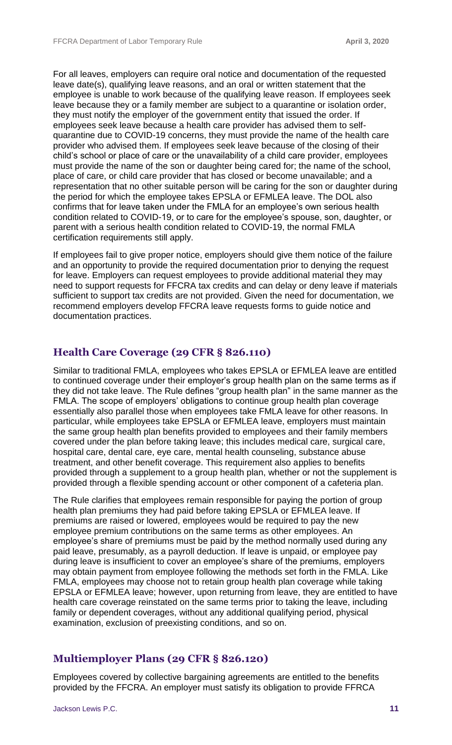For all leaves, employers can require oral notice and documentation of the requested leave date(s), qualifying leave reasons, and an oral or written statement that the employee is unable to work because of the qualifying leave reason. If employees seek leave because they or a family member are subject to a quarantine or isolation order, they must notify the employer of the government entity that issued the order. If employees seek leave because a health care provider has advised them to self-quarantine due to COVID-19 concerns, they must provide the name of the health care provider who advised them. If employees seek leave because of the closing of their child's school or place of care or the unavailability of a child care provider, employees must provide the name of the son or daughter being cared for; the name of the school, place of care, or child care provider that has closed or become unavailable; and a representation that no other suitable person will be caring for the son or daughter during the period for which the employee takes EPSLA or EFMLEA leave. The DOL also confirms that for leave taken under the FMLA for an employee's own serious health condition related to COVID-19, or to care for the employee's spouse, son, daughter, or parent with a serious health condition related to COVID-19, the normal FMLA certification requirements still apply.

If employees fail to give proper notice, employers should give them notice of the failure and an opportunity to provide the required documentation prior to denying the request for leave. Employers can request employees to provide additional material they may need to support requests for FFCRA tax credits and can delay or deny leave if materials sufficient to support tax credits are not provided. Given the need for documentation, we recommend employers develop FFCRA leave requests forms to guide notice and documentation practices.

## Health Care Coverage (29 CFR § 826.110)

Similar to traditional FMLA, employees who takes EPSLA or EFMLEA leave are entitled to continued coverage under their employer's group health plan on the same terms as if they did not take leave. The Rule defines "group health plan" in the same manner as the FMLA. The scope of employers' obligations to continue group health plan coverage essentially also parallel those when employees take FMLA leave for other reasons. In particular, while employees take EPSLA or EFMLEA leave, employers must maintain the same group health plan benefits provided to employees and their family members covered under the plan before taking leave; this includes medical care, surgical care, hospital care, dental care, eye care, mental health counseling, substance abuse treatment, and other benefit coverage. This requirement also applies to benefits provided through a supplement to a group health plan, whether or not the supplement is provided through a flexible spending account or other component of a cafeteria plan.

The Rule clarifies that employees remain responsible for paying the portion of group health plan premiums they had paid before taking EPSLA or EFMLEA leave. If premiums are raised or lowered, employees would be required to pay the new employee premium contributions on the same terms as other employees. An employee's share of premiums must be paid by the method normally used during any paid leave, presumably, as a payroll deduction. If leave is unpaid, or employee pay during leave is insufficient to cover an employee's share of the premiums, employers may obtain payment from employee following the methods set forth in the FMLA. Like FMLA, employees may choose not to retain group health plan coverage while taking EPSLA or EFMLEA leave; however, upon returning from leave, they are entitled to have health care coverage reinstated on the same terms prior to taking the leave, including family or dependent coverages, without any additional qualifying period, physical examination, exclusion of preexisting conditions, and so on.

## Multiemployer Plans (29 CFR § 826.120)

Employees covered by collective bargaining agreements are entitled to the benefits provided by the FFCRA. An employer must satisfy its obligation to provide FFRCA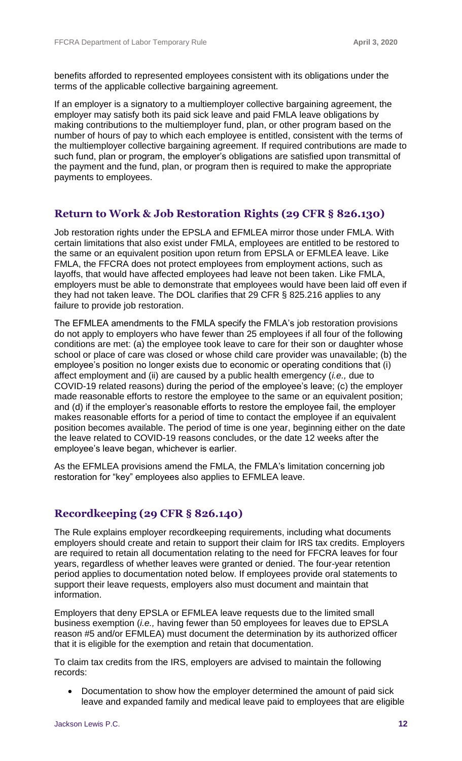benefits afforded to represented employees consistent with its obligations under the terms of the applicable collective bargaining agreement.

If an employer is a signatory to a multiemployer collective bargaining agreement, the employer may satisfy both its paid sick leave and paid FMLA leave obligations by making contributions to the multiemployer fund, plan, or other program based on the number of hours of pay to which each employee is entitled, consistent with the terms of the multiemployer collective bargaining agreement. If required contributions are made to such fund, plan or program, the employer's obligations are satisfied upon transmittal of the payment and the fund, plan, or program then is required to make the appropriate payments to employees.

## Return to Work & Job Restoration Rights (29 CFR § 826.130)

Job restoration rights under the EPSLA and EFMLEA mirror those under FMLA. With certain limitations that also exist under FMLA, employees are entitled to be restored to the same or an equivalent position upon return from EPSLA or EFMLEA leave. Like FMLA, the FFCRA does not protect employees from employment actions, such as layoffs, that would have affected employees had leave not been taken. Like FMLA, employers must be able to demonstrate that employees would have been laid off even if they had not taken leave. The DOL clarifies that 29 CFR § 825.216 applies to any failure to provide job restoration.

The EFMLEA amendments to the FMLA specify the FMLA's job restoration provisions do not apply to employers who have fewer than 25 employees if all four of the following conditions are met: (a) the employee took leave to care for their son or daughter whose school or place of care was closed or whose child care provider was unavailable; (b) the employee's position no longer exists due to economic or operating conditions that (i) affect employment and (ii) are caused by a public health emergency (*i.e.,* due to COVID-19 related reasons) during the period of the employee's leave; (c) the employer made reasonable efforts to restore the employee to the same or an equivalent position; and (d) if the employer's reasonable efforts to restore the employee fail, the employer makes reasonable efforts for a period of time to contact the employee if an equivalent position becomes available. The period of time is one year, beginning either on the date the leave related to COVID-19 reasons concludes, or the date 12 weeks after the employee's leave began, whichever is earlier.

As the EFMLEA provisions amend the FMLA, the FMLA's limitation concerning job restoration for "key" employees also applies to EFMLEA leave.

## Recordkeeping (29 CFR § 826.140)

The Rule explains employer recordkeeping requirements, including what documents employers should create and retain to support their claim for IRS tax credits. Employers are required to retain all documentation relating to the need for FFCRA leaves for four years, regardless of whether leaves were granted or denied. The four-year retention period applies to documentation noted below. If employees provide oral statements to support their leave requests, employers also must document and maintain that information.

Employers that deny EPSLA or EFMLEA leave requests due to the limited small business exemption (*i.e.,* having fewer than 50 employees for leaves due to EPSLA reason #5 and/or EFMLEA) must document the determination by its authorized officer that it is eligible for the exemption and retain that documentation.

To claim tax credits from the IRS, employers are advised to maintain the following records:

- Documentation to show how the employer determined the amount of paid sick leave and expanded family and medical leave paid to employees that are eligible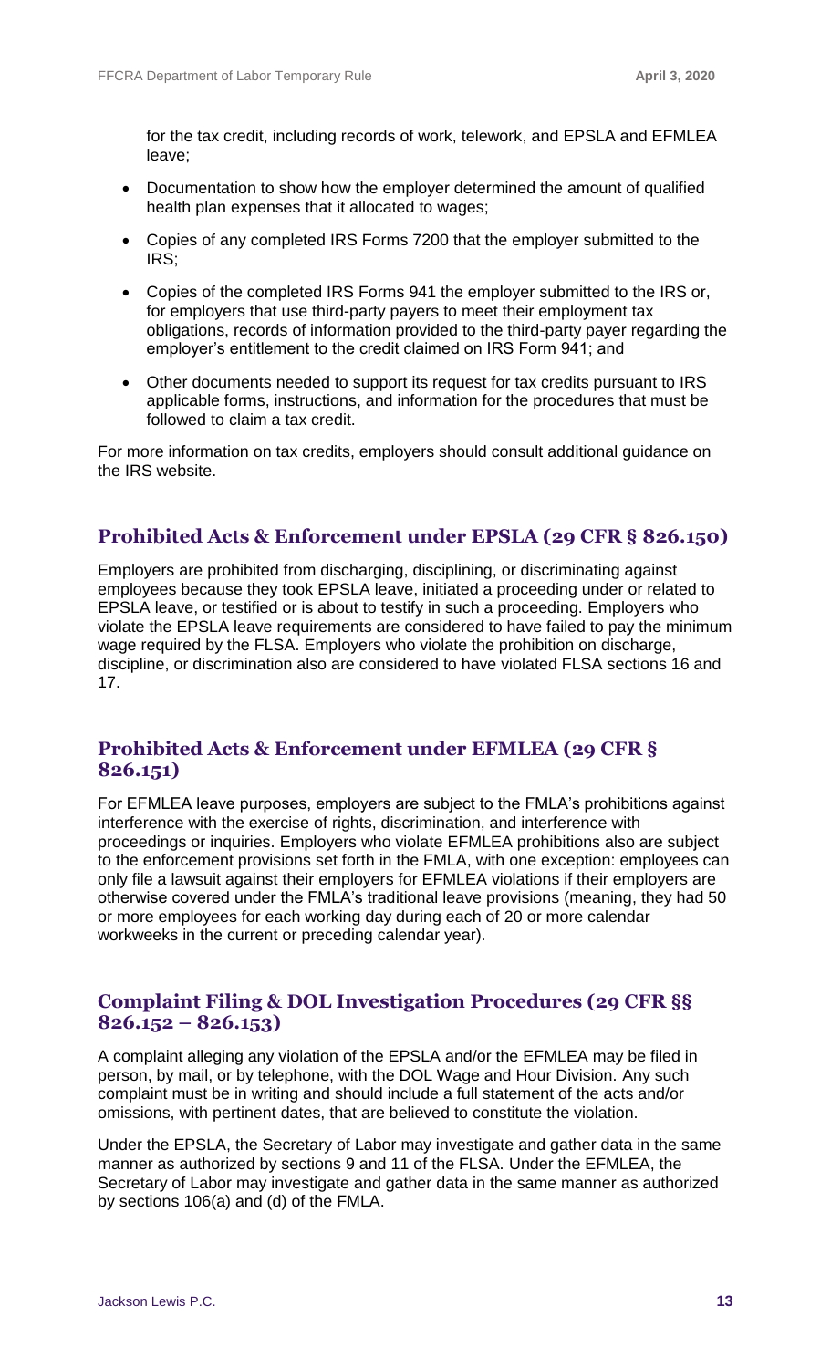for the tax credit, including records of work, telework, and EPSLA and EFMLEA leave;

- Documentation to show how the employer determined the amount of qualified health plan expenses that it allocated to wages;
- Copies of any completed IRS Forms 7200 that the employer submitted to the IRS;
- Copies of the completed IRS Forms 941 the employer submitted to the IRS or, for employers that use third-party payers to meet their employment tax obligations, records of information provided to the third-party payer regarding the employer's entitlement to the credit claimed on IRS Form 941; and
- Other documents needed to support its request for tax credits pursuant to IRS applicable forms, instructions, and information for the procedures that must be followed to claim a tax credit.

For more information on tax credits, employers should consult additional guidance on the IRS website.

## Prohibited Acts & Enforcement under EPSLA (29 CFR § 826.150)

Employers are prohibited from discharging, disciplining, or discriminating against employees because they took EPSLA leave, initiated a proceeding under or related to EPSLA leave, or testified or is about to testify in such a proceeding. Employers who violate the EPSLA leave requirements are considered to have failed to pay the minimum wage required by the FLSA. Employers who violate the prohibition on discharge, discipline, or discrimination also are considered to have violated FLSA sections 16 and 17.

## Prohibited Acts & Enforcement under EFMLEA (29 CFR § 826.151)

For EFMLEA leave purposes, employers are subject to the FMLA's prohibitions against interference with the exercise of rights, discrimination, and interference with proceedings or inquiries. Employers who violate EFMLEA prohibitions also are subject to the enforcement provisions set forth in the FMLA, with one exception: employees can only file a lawsuit against their employers for EFMLEA violations if their employers are otherwise covered under the FMLA's traditional leave provisions (meaning, they had 50 or more employees for each working day during each of 20 or more calendar workweeks in the current or preceding calendar year).

## Complaint Filing & DOL Investigation Procedures (29 CFR §§ 826.152 – 826.153)

A complaint alleging any violation of the EPSLA and/or the EFMLEA may be filed in person, by mail, or by telephone, with the DOL Wage and Hour Division. Any such complaint must be in writing and should include a full statement of the acts and/or omissions, with pertinent dates, that are believed to constitute the violation.

Under the EPSLA, the Secretary of Labor may investigate and gather data in the same manner as authorized by sections 9 and 11 of the FLSA. Under the EFMLEA, the Secretary of Labor may investigate and gather data in the same manner as authorized by sections 106(a) and (d) of the FMLA.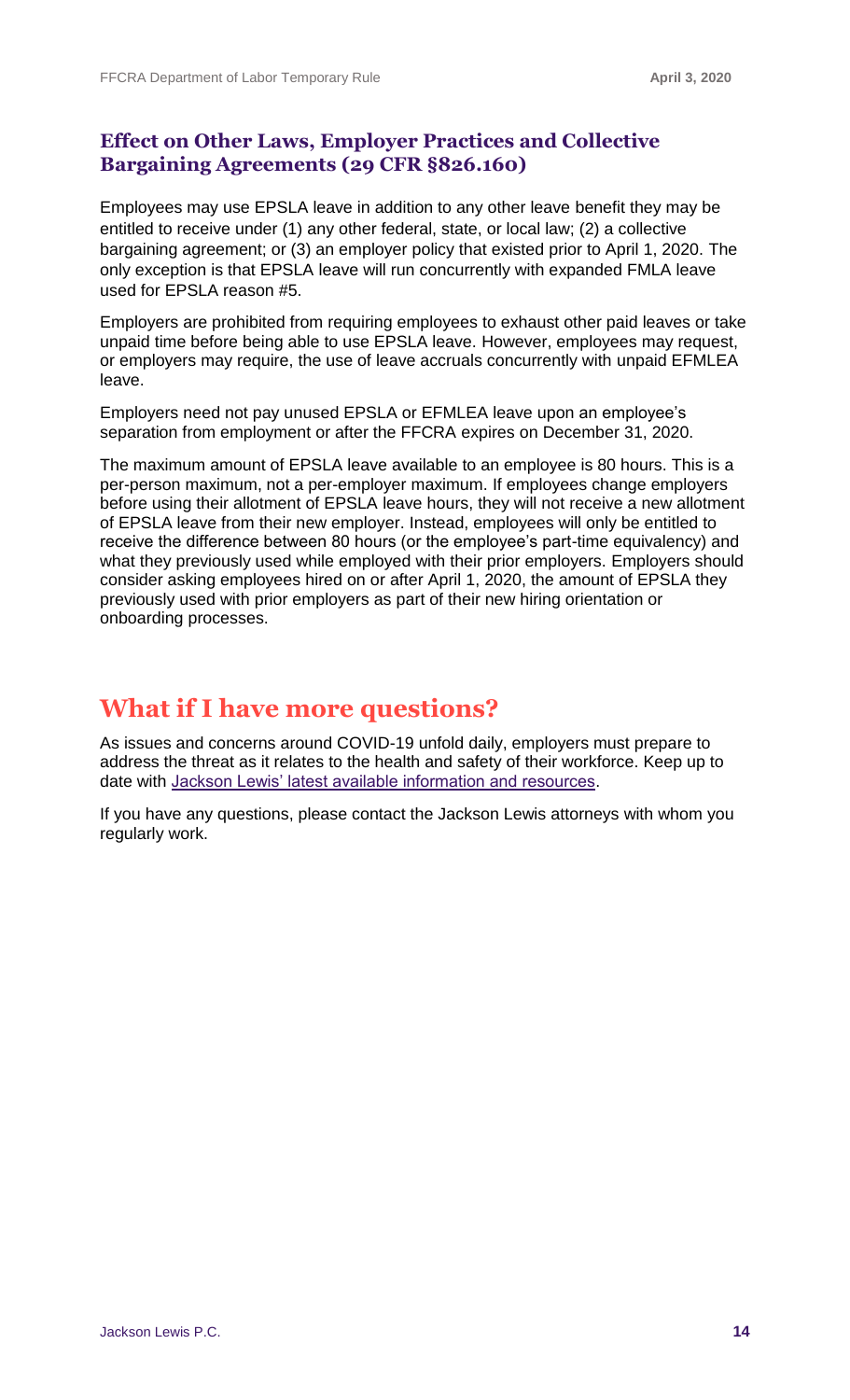### Effect on Other Laws, Employer Practices and Collective Bargaining Agreements (29 CFR §826.160)

Employees may use EPSLA leave in addition to any other leave benefit they may be entitled to receive under (1) any other federal, state, or local law; (2) a collective bargaining agreement; or (3) an employer policy that existed prior to April 1, 2020. The only exception is that EPSLA leave will run concurrently with expanded FMLA leave used for EPSLA reason #5.

Employers are prohibited from requiring employees to exhaust other paid leaves or take unpaid time before being able to use EPSLA leave. However, employees may request, or employers may require, the use of leave accruals concurrently with unpaid EFMLEA leave.

Employers need not pay unused EPSLA or EFMLEA leave upon an employee's separation from employment or after the FFCRA expires on December 31, 2020.

The maximum amount of EPSLA leave available to an employee is 80 hours. This is a per-person maximum, not a per-employer maximum. If employees change employers before using their allotment of EPSLA leave hours, they will not receive a new allotment of EPSLA leave from their new employer. Instead, employees will only be entitled to receive the difference between 80 hours (or the employee's part-time equivalency) and what they previously used while employed with their prior employers. Employers should consider asking employees hired on or after April 1, 2020, the amount of EPSLA they previously used with prior employers as part of their new hiring orientation or onboarding processes.

## What if I have more questions?

As issues and concerns around COVID-19 unfold daily, employers must prepare to address the threat as it relates to the health and safety of their workforce. Keep up to date with Jackson Lewis' latest available information and resources.

If you have any questions, please contact the Jackson Lewis attorneys with whom you regularly work.